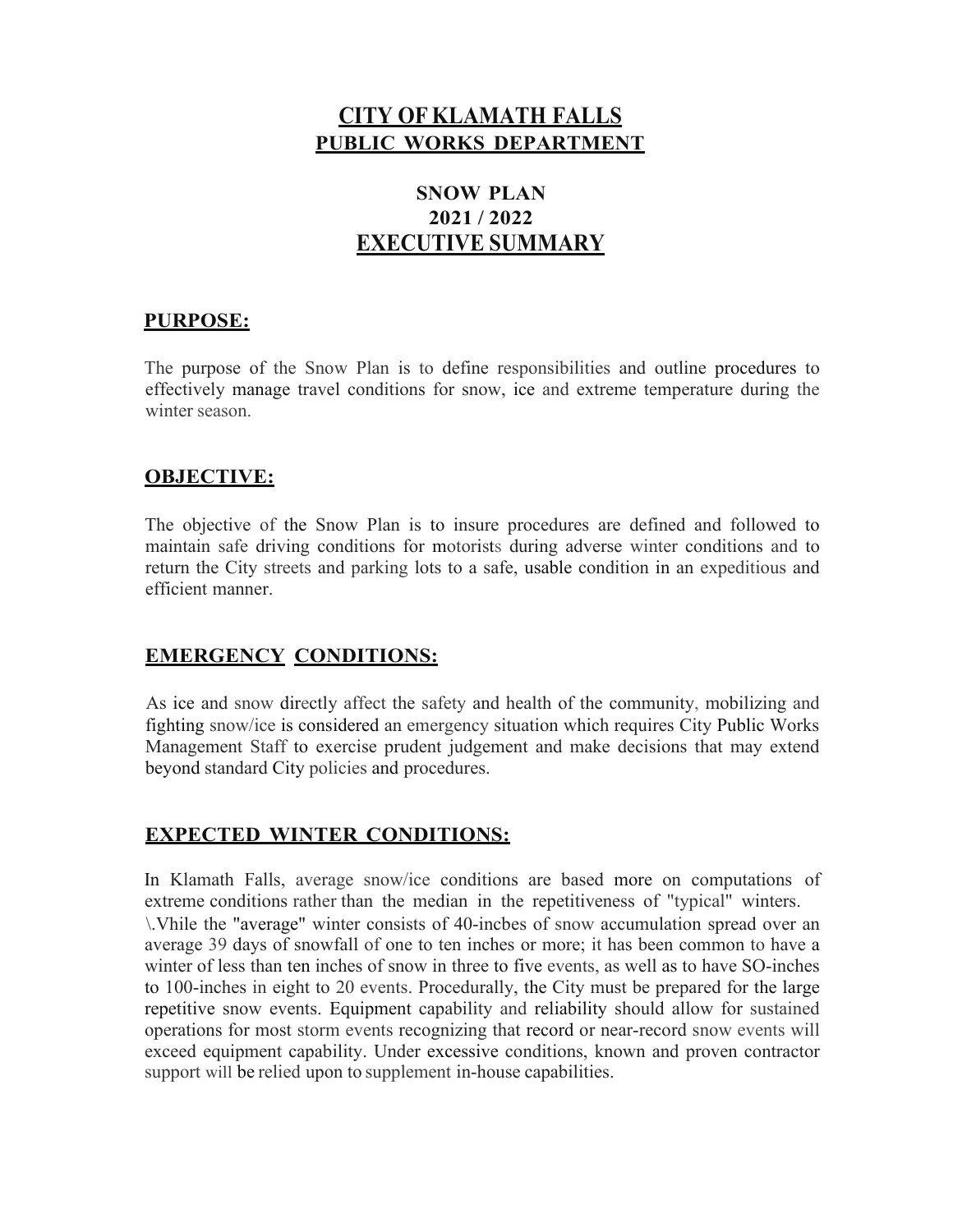# CITY OF KLAMATH FALLS
## PUBLIC WORKS DEPARTMENT

## SNOW PLAN
## 2021 / 2022
## EXECUTIVE SUMMARY

### PURPOSE:

The purpose of the Snow Plan is to define responsibilities and outline procedures to effectively manage travel conditions for snow, ice and extreme temperature during the winter season.

### OBJECTIVE:

The objective of the Snow Plan is to insure procedures are defined and followed to maintain safe driving conditions for motorists during adverse winter conditions and to return the City streets and parking lots to a safe, usable condition in an expeditious and efficient manner.

### EMERGENCY CONDITIONS:

As ice and snow directly affect the safety and health of the community, mobilizing and fighting snow/ice is considered an emergency situation which requires City Public Works Management Staff to exercise prudent judgement and make decisions that may extend beyond standard City policies and procedures.

### EXPECTED WINTER CONDITIONS:

In Klamath Falls, average snow/ice conditions are based more on computations of extreme conditions rather than the median in the repetitiveness of "typical" winters. \.Vhile the "average" winter consists of 40-incbes of snow accumulation spread over an average 39 days of snowfall of one to ten inches or more; it has been common to have a winter of less than ten inches of snow in three to five events, as well as to have SO-inches to 100-inches in eight to 20 events. Procedurally, the City must be prepared for the large repetitive snow events. Equipment capability and reliability should allow for sustained operations for most storm events recognizing that record or near-record snow events will exceed equipment capability. Under excessive conditions, known and proven contractor support will be relied upon to supplement in-house capabilities.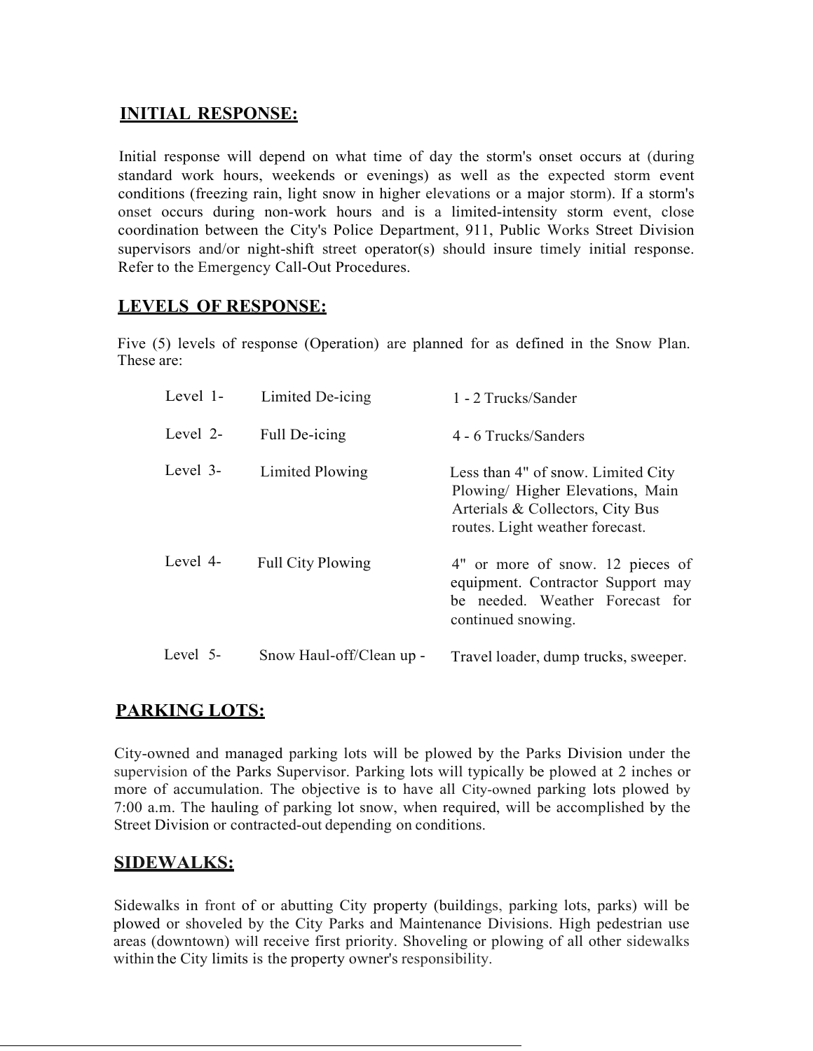## INITIAL RESPONSE:

Initial response will depend on what time of day the storm's onset occurs at (during standard work hours, weekends or evenings) as well as the expected storm event conditions (freezing rain, light snow in higher elevations or a major storm). If a storm's onset occurs during non-work hours and is a limited-intensity storm event, close coordination between the City's Police Department, 911, Public Works Street Division supervisors and/or night-shift street operator(s) should insure timely initial response. Refer to the Emergency Call-Out Procedures.

## LEVELS OF RESPONSE:

Five (5) levels of response (Operation) are planned for as defined in the Snow Plan. These are:

| | | |
|---|---|---|
| Level 1- | Limited De-icing | 1 - 2 Trucks/Sander |
| Level 2- | Full De-icing | 4 - 6 Trucks/Sanders |
| Level 3- | Limited Plowing | Less than 4" of snow. Limited City Plowing/ Higher Elevations, Main Arterials & Collectors, City Bus routes. Light weather forecast. |
| Level 4- | Full City Plowing | 4" or more of snow. 12 pieces of equipment. Contractor Support may be needed. Weather Forecast for continued snowing. |
| Level 5- | Snow Haul-off/Clean up - | Travel loader, dump trucks, sweeper. |

## PARKING LOTS:

City-owned and managed parking lots will be plowed by the Parks Division under the supervision of the Parks Supervisor. Parking lots will typically be plowed at 2 inches or more of accumulation. The objective is to have all City-owned parking lots plowed by 7:00 a.m. The hauling of parking lot snow, when required, will be accomplished by the Street Division or contracted-out depending on conditions.

## SIDEWALKS:

Sidewalks in front of or abutting City property (buildings, parking lots, parks) will be plowed or shoveled by the City Parks and Maintenance Divisions. High pedestrian use areas (downtown) will receive first priority. Shoveling or plowing of all other sidewalks within the City limits is the property owner's responsibility.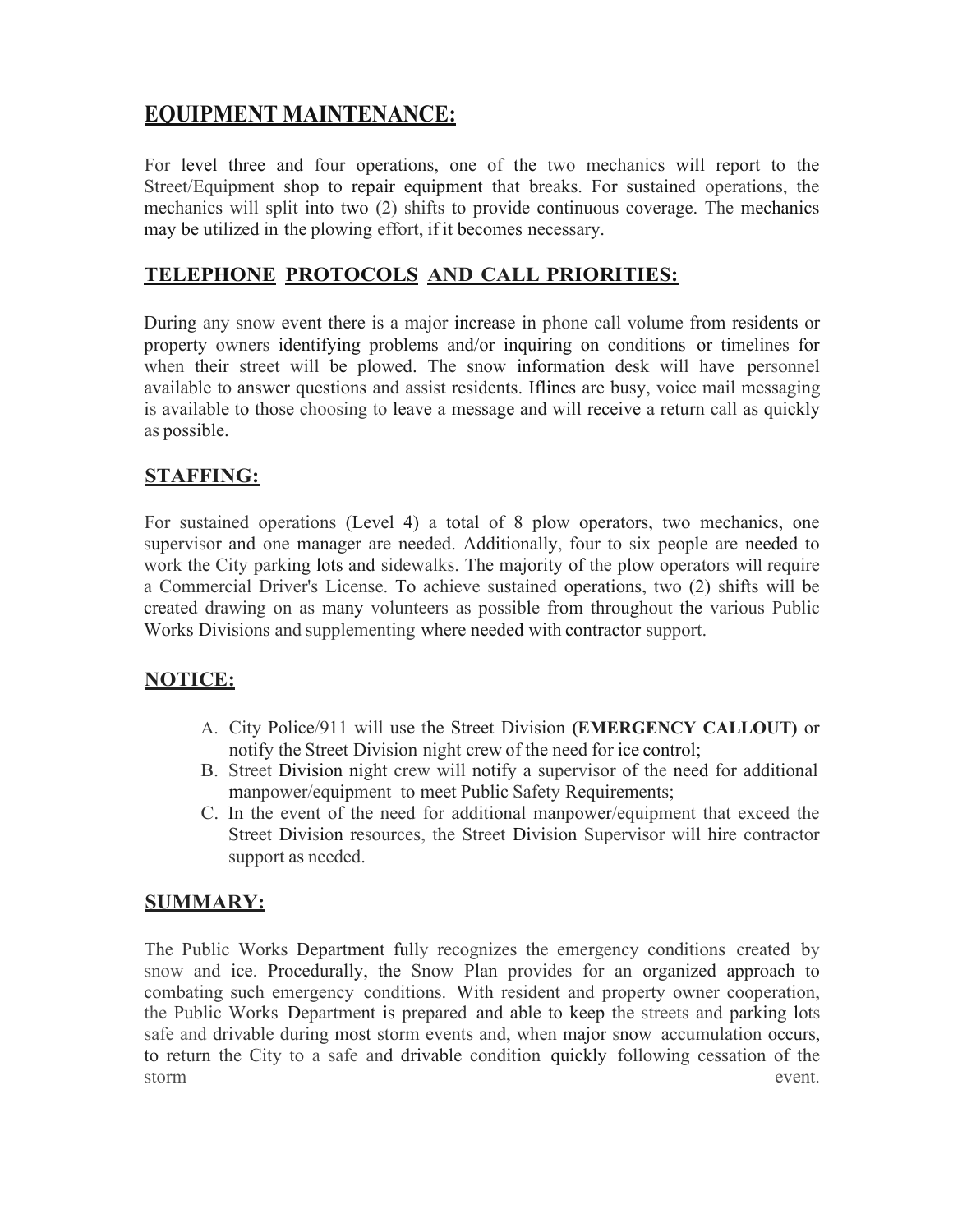## EQUIPMENT MAINTENANCE:

For level three and four operations, one of the two mechanics will report to the Street/Equipment shop to repair equipment that breaks. For sustained operations, the mechanics will split into two (2) shifts to provide continuous coverage. The mechanics may be utilized in the plowing effort, if it becomes necessary.

## TELEPHONE PROTOCOLS AND CALL PRIORITIES:

During any snow event there is a major increase in phone call volume from residents or property owners identifying problems and/or inquiring on conditions or timelines for when their street will be plowed. The snow information desk will have personnel available to answer questions and assist residents. Iflines are busy, voice mail messaging is available to those choosing to leave a message and will receive a return call as quickly as possible.

## STAFFING:

For sustained operations (Level 4) a total of 8 plow operators, two mechanics, one supervisor and one manager are needed. Additionally, four to six people are needed to work the City parking lots and sidewalks. The majority of the plow operators will require a Commercial Driver's License. To achieve sustained operations, two (2) shifts will be created drawing on as many volunteers as possible from throughout the various Public Works Divisions and supplementing where needed with contractor support.

## NOTICE:

A. City Police/911 will use the Street Division **(EMERGENCY CALLOUT)** or notify the Street Division night crew of the need for ice control;
B. Street Division night crew will notify a supervisor of the need for additional manpower/equipment to meet Public Safety Requirements;
C. In the event of the need for additional manpower/equipment that exceed the Street Division resources, the Street Division Supervisor will hire contractor support as needed.

## SUMMARY:

The Public Works Department fully recognizes the emergency conditions created by snow and ice. Procedurally, the Snow Plan provides for an organized approach to combating such emergency conditions. With resident and property owner cooperation, the Public Works Department is prepared and able to keep the streets and parking lots safe and drivable during most storm events and, when major snow accumulation occurs, to return the City to a safe and drivable condition quickly following cessation of the storm event.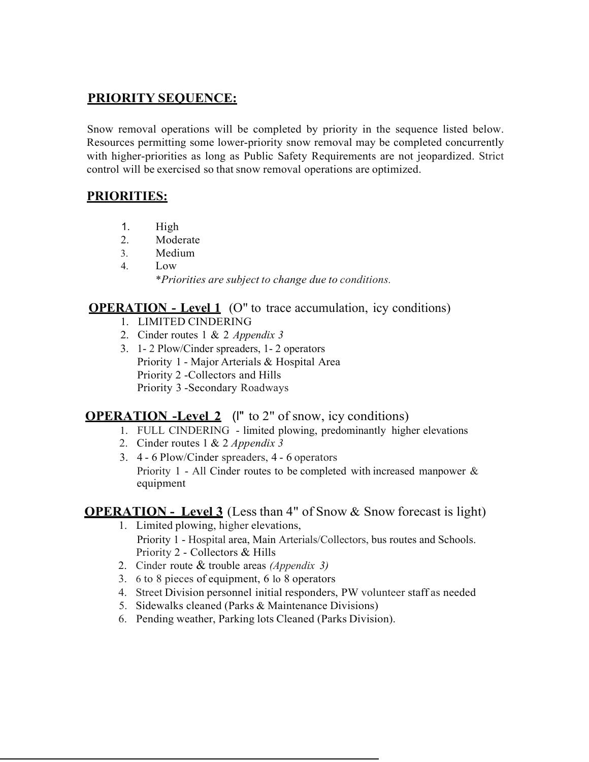**PRIORITY SEQUENCE:**

Snow removal operations will be completed by priority in the sequence listed below. Resources permitting some lower-priority snow removal may be completed concurrently with higher-priorities as long as Public Safety Requirements are not jeopardized. Strict control will be exercised so that snow removal operations are optimized.

**PRIORITIES:**

1. High
2. Moderate
3. Medium
4. Low

   **Priorities are subject to change due to conditions.*

**OPERATION - Level 1** (O" to trace accumulation, icy conditions)

1. LIMITED CINDERING
2. Cinder routes 1 & 2 *Appendix 3*
3. 1- 2 Plow/Cinder spreaders, 1- 2 operators
   Priority 1 - Major Arterials & Hospital Area
   Priority 2 -Collectors and Hills
   Priority 3 -Secondary Roadways

**OPERATION -Level 2** (l" to 2" of snow, icy conditions)

1. FULL CINDERING - limited plowing, predominantly higher elevations
2. Cinder routes 1 & 2 *Appendix 3*
3. 4 - 6 Plow/Cinder spreaders, 4 - 6 operators
   Priority 1 - All Cinder routes to be completed with increased manpower & equipment

**OPERATION - Level 3** (Less than 4" of Snow & Snow forecast is light)

1. Limited plowing, higher elevations,
   Priority 1 - Hospital area, Main Arterials/Collectors, bus routes and Schools.
   Priority 2 - Collectors & Hills
2. Cinder route & trouble areas *(Appendix 3)*
3. 6 to 8 pieces of equipment, 6 lo 8 operators
4. Street Division personnel initial responders, PW volunteer staff as needed
5. Sidewalks cleaned (Parks & Maintenance Divisions)
6. Pending weather, Parking lots Cleaned (Parks Division).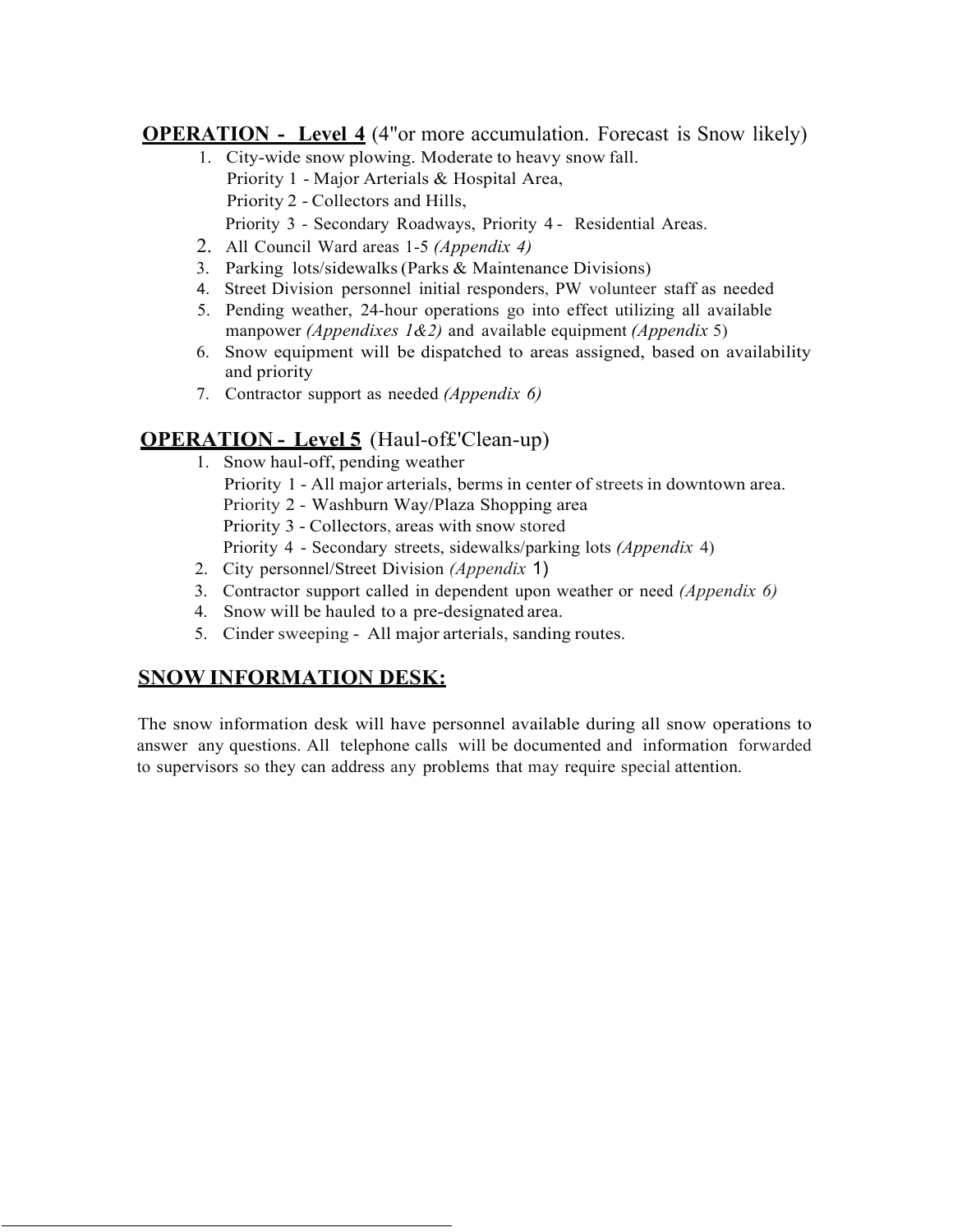**OPERATION - Level 4** (4"or more accumulation. Forecast is Snow likely)

1. City-wide snow plowing. Moderate to heavy snow fall.
   Priority 1 - Major Arterials & Hospital Area,
   Priority 2 - Collectors and Hills,
   Priority 3 - Secondary Roadways, Priority 4 - Residential Areas.
2. All Council Ward areas 1-5 *(Appendix 4)*
3. Parking lots/sidewalks (Parks & Maintenance Divisions)
4. Street Division personnel initial responders, PW volunteer staff as needed
5. Pending weather, 24-hour operations go into effect utilizing all available manpower *(Appendixes 1&2)* and available equipment *(Appendix* 5)
6. Snow equipment will be dispatched to areas assigned, based on availability and priority
7. Contractor support as needed *(Appendix 6)*

**OPERATION - Level 5** (Haul-of£'Clean-up)

1. Snow haul-off, pending weather
   Priority 1 - All major arterials, berms in center of streets in downtown area.
   Priority 2 - Washburn Way/Plaza Shopping area
   Priority 3 - Collectors, areas with snow stored
   Priority 4 - Secondary streets, sidewalks/parking lots *(Appendix* 4)
2. City personnel/Street Division *(Appendix* 1)
3. Contractor support called in dependent upon weather or need *(Appendix 6)*
4. Snow will be hauled to a pre-designated area.
5. Cinder sweeping - All major arterials, sanding routes.

**SNOW INFORMATION DESK:**

The snow information desk will have personnel available during all snow operations to answer any questions. All telephone calls will be documented and information forwarded to supervisors so they can address any problems that may require special attention.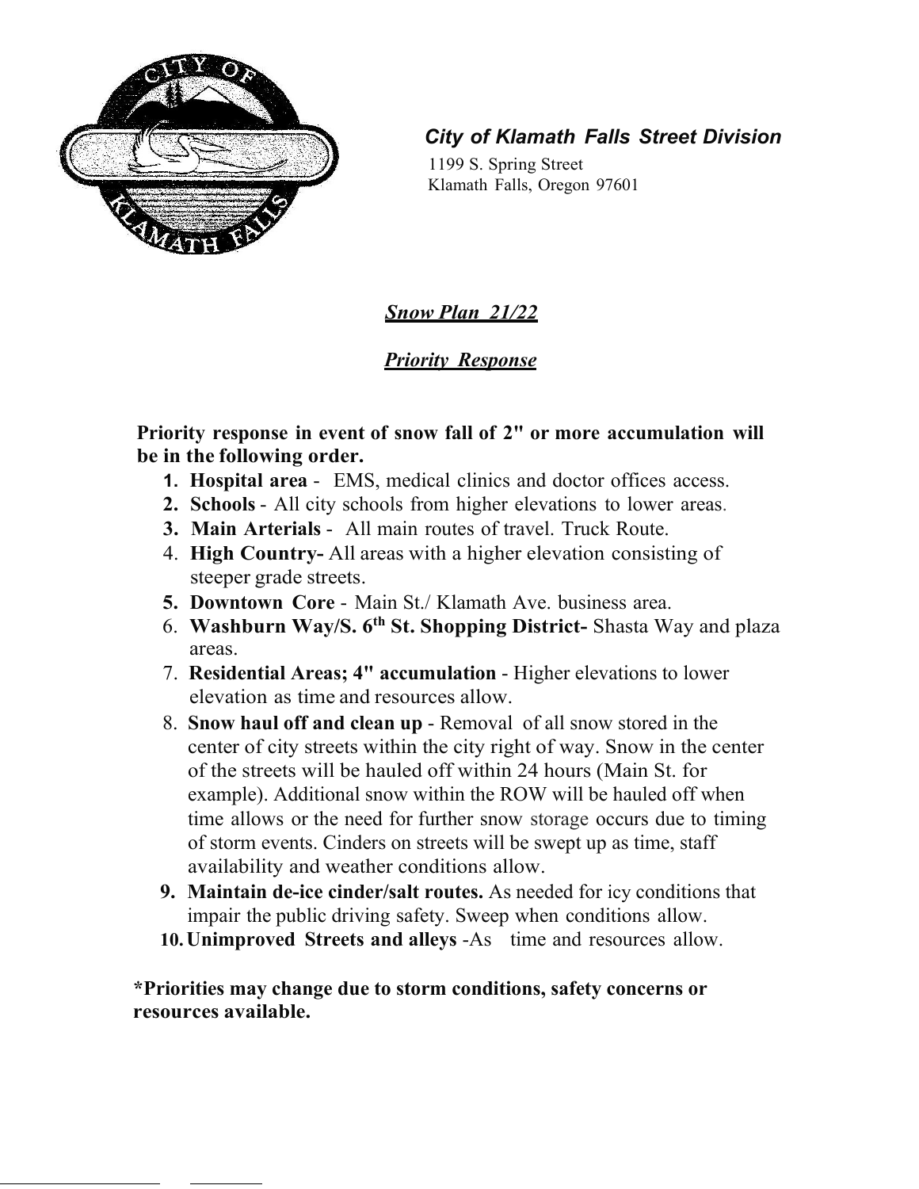***City of Klamath Falls Street Division***

1199 S. Spring Street
Klamath Falls, Oregon 97601

***<u>Snow Plan 21/22</u>***

***<u>Priority Response</u>***

**Priority response in event of snow fall of 2" or more accumulation will be in the following order.**

1. **Hospital area** - EMS, medical clinics and doctor offices access.
2. **Schools** - All city schools from higher elevations to lower areas.
3. **Main Arterials** - All main routes of travel. Truck Route.
4. **High Country-** All areas with a higher elevation consisting of steeper grade streets.
5. **Downtown Core** - Main St./ Klamath Ave. business area.
6. **Washburn Way/S. 6th St. Shopping District-** Shasta Way and plaza areas.
7. **Residential Areas; 4" accumulation** - Higher elevations to lower elevation as time and resources allow.
8. **Snow haul off and clean up** - Removal of all snow stored in the center of city streets within the city right of way. Snow in the center of the streets will be hauled off within 24 hours (Main St. for example). Additional snow within the ROW will be hauled off when time allows or the need for further snow storage occurs due to timing of storm events. Cinders on streets will be swept up as time, staff availability and weather conditions allow.
9. **Maintain de-ice cinder/salt routes.** As needed for icy conditions that impair the public driving safety. Sweep when conditions allow.
10. **Unimproved Streets and alleys** -As time and resources allow.

***Priorities may change due to storm conditions, safety concerns or resources available.**